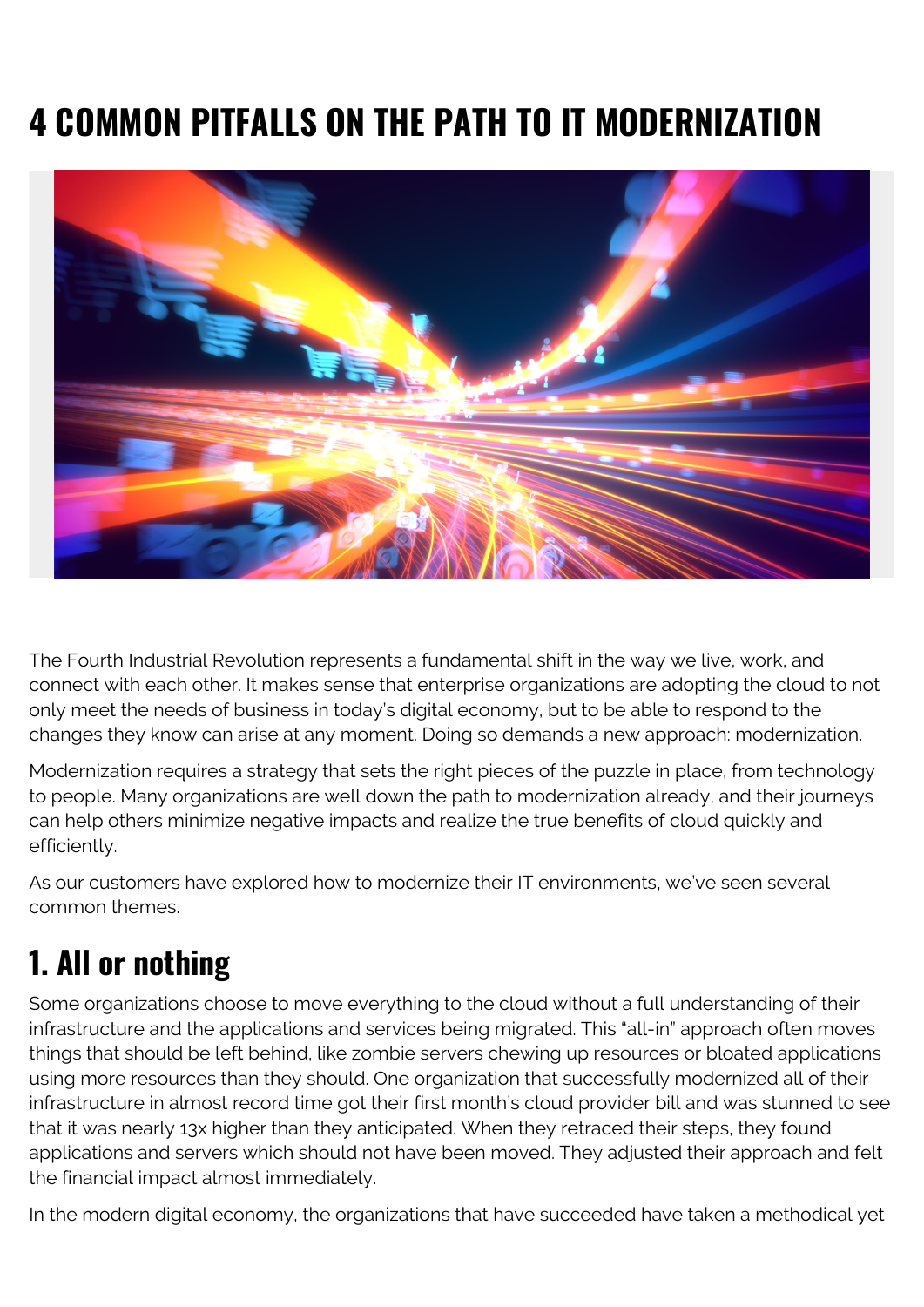# 4 COMMON PITFALLS ON THE PATH TO IT MODERNIZATION

The Fourth Industrial Revolution represents a fundamental shift in the way we live, work, and connect with each other. It makes sense that enterprise organizations are adopting the cloud to not only meet the needs of business in today's digital economy, but to be able to respond to the changes they know can arise at any moment. Doing so demands a new approach: modernization.

Modernization requires a strategy that sets the right pieces of the puzzle in place, from technology to people. Many organizations are well down the path to modernization already, and their journeys can help others minimize negative impacts and realize the true benefits of cloud quickly and efficiently.

As our customers have explored how to modernize their IT environments, we've seen several common themes.

## 1. All or nothing

Some organizations choose to move everything to the cloud without a full understanding of their infrastructure and the applications and services being migrated. This "all-in" approach often moves things that should be left behind, like zombie servers chewing up resources or bloated applications using more resources than they should. One organization that successfully modernized all of their infrastructure in almost record time got their first month's cloud provider bill and was stunned to see that it was nearly 13x higher than they anticipated. When they retraced their steps, they found applications and servers which should not have been moved. They adjusted their approach and felt the financial impact almost immediately.

In the modern digital economy, the organizations that have succeeded have taken a methodical yet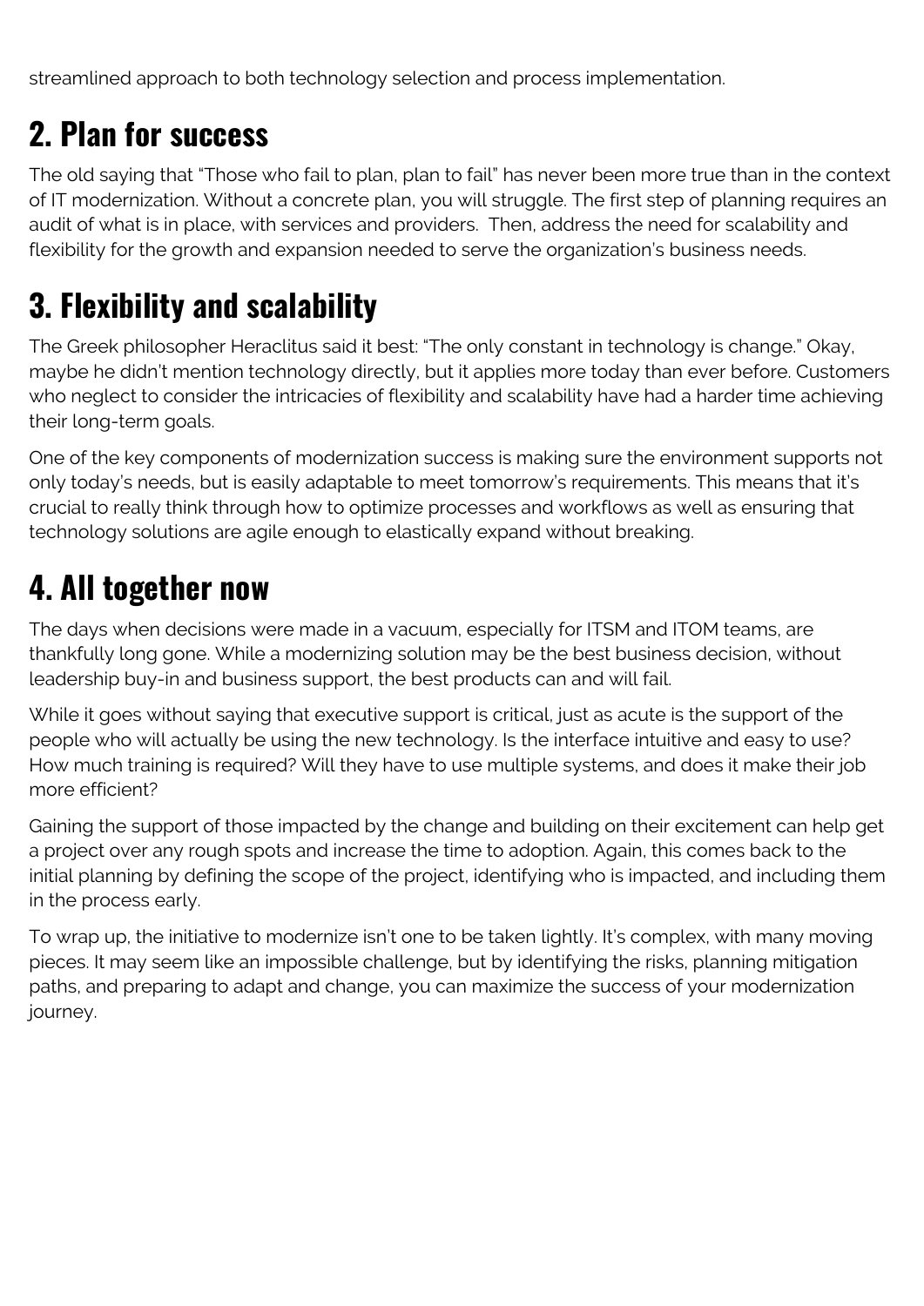streamlined approach to both technology selection and process implementation.

## 2. Plan for success

The old saying that “Those who fail to plan, plan to fail” has never been more true than in the context of IT modernization. Without a concrete plan, you will struggle. The first step of planning requires an audit of what is in place, with services and providers.  Then, address the need for scalability and flexibility for the growth and expansion needed to serve the organization's business needs.

## 3. Flexibility and scalability

The Greek philosopher Heraclitus said it best: “The only constant in technology is change.” Okay, maybe he didn't mention technology directly, but it applies more today than ever before. Customers who neglect to consider the intricacies of flexibility and scalability have had a harder time achieving their long-term goals.

One of the key components of modernization success is making sure the environment supports not only today's needs, but is easily adaptable to meet tomorrow's requirements. This means that it's crucial to really think through how to optimize processes and workflows as well as ensuring that technology solutions are agile enough to elastically expand without breaking.

## 4. All together now

The days when decisions were made in a vacuum, especially for ITSM and ITOM teams, are thankfully long gone. While a modernizing solution may be the best business decision, without leadership buy-in and business support, the best products can and will fail.

While it goes without saying that executive support is critical, just as acute is the support of the people who will actually be using the new technology. Is the interface intuitive and easy to use? How much training is required? Will they have to use multiple systems, and does it make their job more efficient?

Gaining the support of those impacted by the change and building on their excitement can help get a project over any rough spots and increase the time to adoption. Again, this comes back to the initial planning by defining the scope of the project, identifying who is impacted, and including them in the process early.

To wrap up, the initiative to modernize isn't one to be taken lightly. It's complex, with many moving pieces. It may seem like an impossible challenge, but by identifying the risks, planning mitigation paths, and preparing to adapt and change, you can maximize the success of your modernization journey.